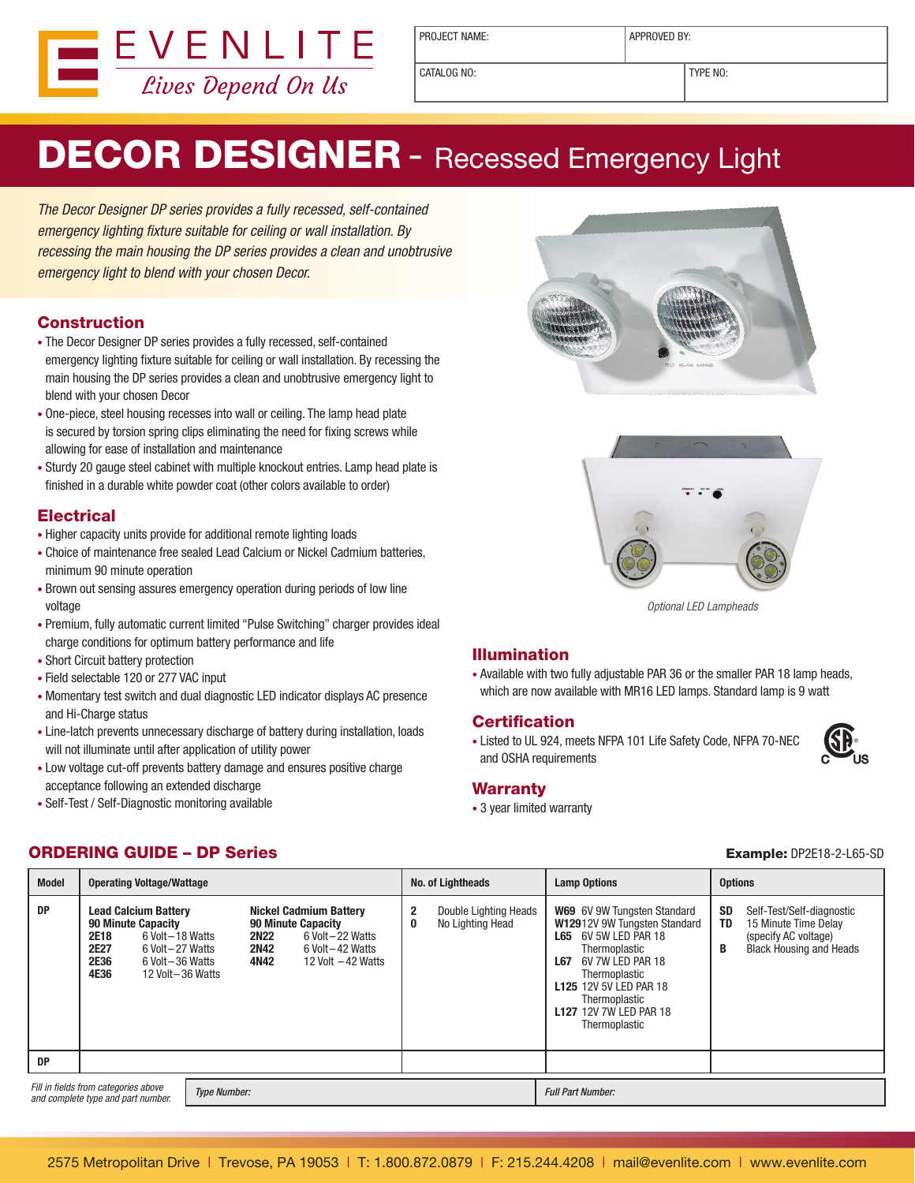EVENLITE

*Lives Depend On Us*

| PROJECT NAME: | APPROVED BY: |
|---|---|
| CATALOG NO: | TYPE NO: |

# DECOR DESIGNER - Recessed Emergency Light

*The Decor Designer DP series provides a fully recessed, self-contained emergency lighting fixture suitable for ceiling or wall installation. By recessing the main housing the DP series provides a clean and unobtrusive emergency light to blend with your chosen Decor.*

## Construction

- The Decor Designer DP series provides a fully recessed, self-contained emergency lighting fixture suitable for ceiling or wall installation. By recessing the main housing the DP series provides a clean and unobtrusive emergency light to blend with your chosen Decor
- One-piece, steel housing recesses into wall or ceiling. The lamp head plate is secured by torsion spring clips eliminating the need for fixing screws while allowing for ease of installation and maintenance
- Sturdy 20 gauge steel cabinet with multiple knockout entries. Lamp head plate is finished in a durable white powder coat (other colors available to order)

## Electrical

- Higher capacity units provide for additional remote lighting loads
- Choice of maintenance free sealed Lead Calcium or Nickel Cadmium batteries, minimum 90 minute operation
- Brown out sensing assures emergency operation during periods of low line voltage
- Premium, fully automatic current limited "Pulse Switching" charger provides ideal charge conditions for optimum battery performance and life
- Short Circuit battery protection
- Field selectable 120 or 277 VAC input
- Momentary test switch and dual diagnostic LED indicator displays AC presence and Hi-Charge status
- Line-latch prevents unnecessary discharge of battery during installation, loads will not illuminate until after application of utility power
- Low voltage cut-off prevents battery damage and ensures positive charge acceptance following an extended discharge
- Self-Test / Self-Diagnostic monitoring available

*Optional LED Lampheads*

## Illumination

- Available with two fully adjustable PAR 36 or the smaller PAR 18 lamp heads, which are now available with MR16 LED lamps. Standard lamp is 9 watt

## Certification

- Listed to UL 924, meets NFPA 101 Life Safety Code, NFPA 70-NEC and OSHA requirements

## Warranty

- 3 year limited warranty

## ORDERING GUIDE – DP Series

**Example:** DP2E18-2-L65-SD

| Model | Operating Voltage/Wattage | No. of Lightheads | Lamp Options | Options |
|---|---|---|---|---|
| DP | **Lead Calcium Battery 90 Minute Capacity**<br>**2E18** 6 Volt – 18 Watts<br>**2E27** 6 Volt – 27 Watts<br>**2E36** 6 Volt – 36 Watts<br>**4E36** 12 Volt – 36 Watts<br><br>**Nickel Cadmium Battery 90 Minute Capacity**<br>**2N22** 6 Volt – 22 Watts<br>**2N42** 6 Volt – 42 Watts<br>**4N42** 12 Volt – 42 Watts | **2** Double Lighting Heads<br>**0** No Lighting Head | **W69** 6V 9W Tungsten Standard<br>**W129** 12V 9W Tungsten Standard<br>**L65** 6V 5W LED PAR 18 Thermoplastic<br>**L67** 6V 7W LED PAR 18 Thermoplastic<br>**L125** 12V 5W LED PAR 18 Thermoplastic<br>**L127** 12V 7W LED PAR 18 Thermoplastic | **SD** Self-Test/Self-diagnostic<br>**TD** 15 Minute Time Delay (specify AC voltage)<br>**B** Black Housing and Heads |
| DP | | | | |

*Fill in fields from categories above and complete type and part number.*

| *Type Number:* | *Full Part Number:* |
|---|---|
| | |

2575 Metropolitan Drive | Trevose, PA 19053 | T: 1.800.872.0879 | F: 215.244.4208 | mail@evenlite.com | www.evenlite.com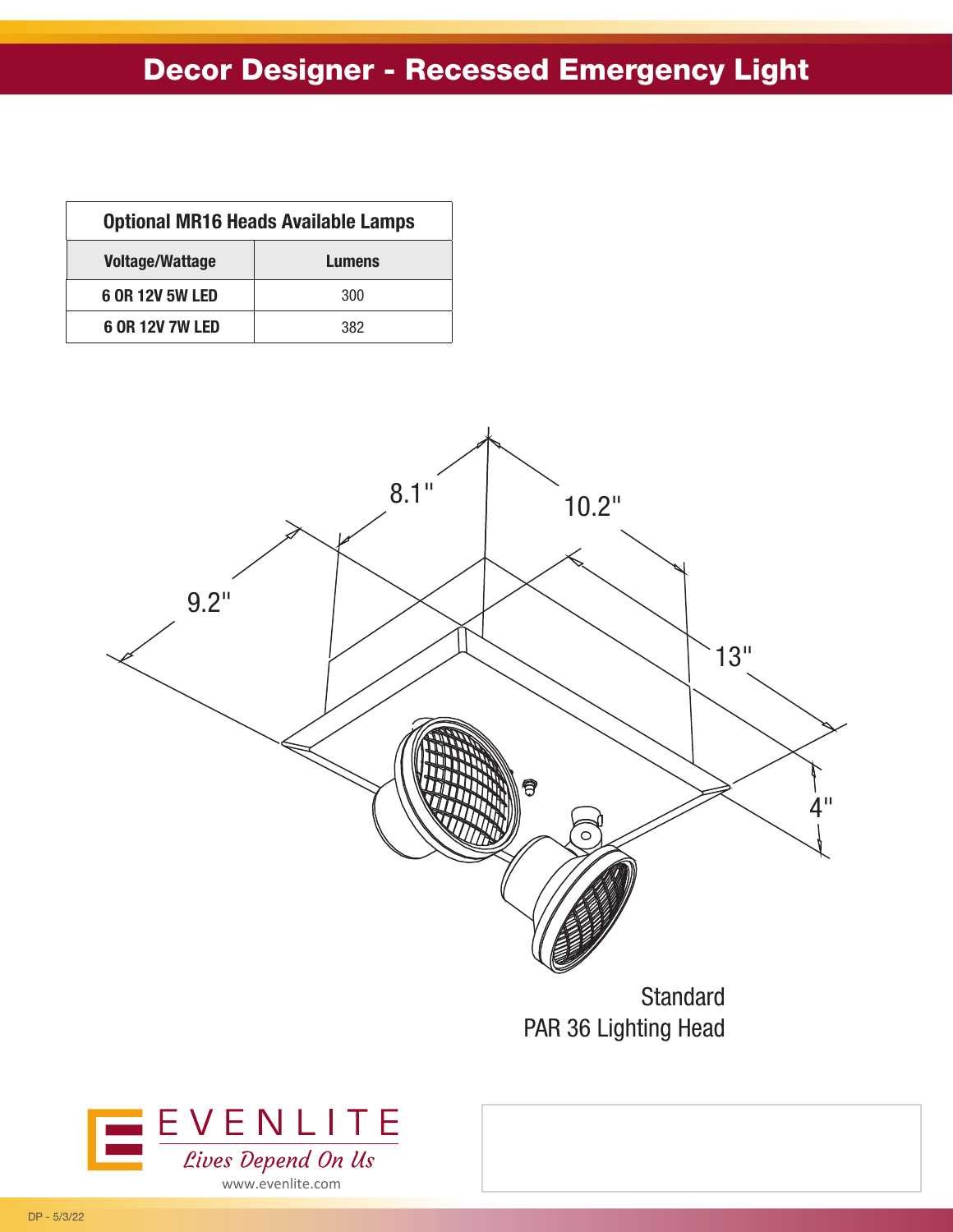# Decor Designer - Recessed Emergency Light

| Optional MR16 Heads Available Lamps | |
|---|---|
| **Voltage/Wattage** | **Lumens** |
| **6 OR 12V 5W LED** | 300 |
| **6 OR 12V 7W LED** | 382 |

8.1"

10.2"

9.2"

13"

4"

Standard
PAR 36 Lighting Head

EVENLITE
*Lives Depend On Us*
www.evenlite.com

DP - 5/3/22